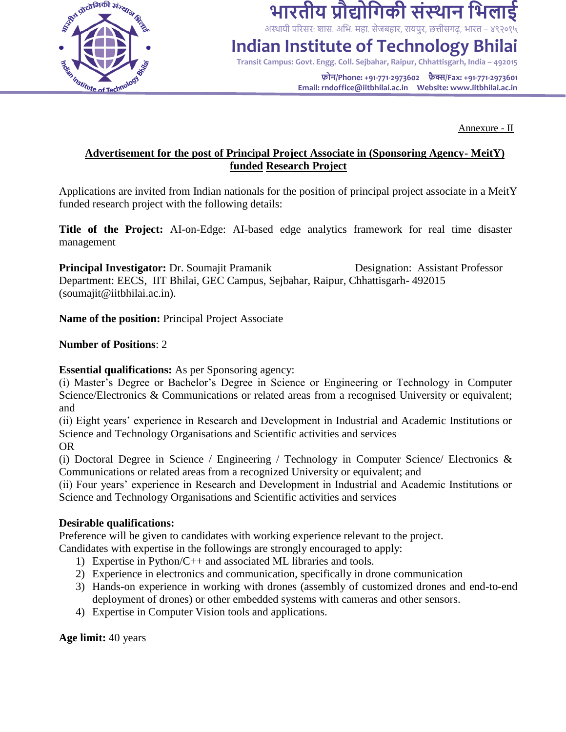# भारतीय प्रौद्योगिकी संस्थान भिलाई

अस्थायी परिसर: शास. अभि. महा. सेजबहार, रायपुर, छत्तीसगढ़, भारत – ४९२०१५

# Indian Institute of Technology Bhilai

Transit Campus: Govt. Engg. Coll. Sejbahar, Raipur, Chhattisgarh, India – 492015

फ़ोन/Phone: +91-771-2973602 फ़ैक्स/Fax: +91-771-2973601
Email: rndoffice@iitbhilai.ac.in Website: www.iitbhilai.ac.in

Annexure - II

## Advertisement for the post of Principal Project Associate in (Sponsoring Agency- MeitY) funded Research Project

Applications are invited from Indian nationals for the position of principal project associate in a MeitY funded research project with the following details:

**Title of the Project:** AI-on-Edge: AI-based edge analytics framework for real time disaster management

**Principal Investigator:** Dr. Soumajit Pramanik Designation: Assistant Professor
Department: EECS, IIT Bhilai, GEC Campus, Sejbahar, Raipur, Chhattisgarh- 492015 (soumajit@iitbhilai.ac.in).

**Name of the position:** Principal Project Associate

**Number of Positions**: 2

**Essential qualifications:** As per Sponsoring agency:
(i) Master's Degree or Bachelor's Degree in Science or Engineering or Technology in Computer Science/Electronics & Communications or related areas from a recognised University or equivalent; and
(ii) Eight years' experience in Research and Development in Industrial and Academic Institutions or Science and Technology Organisations and Scientific activities and services
OR
(i) Doctoral Degree in Science / Engineering / Technology in Computer Science/ Electronics & Communications or related areas from a recognized University or equivalent; and
(ii) Four years' experience in Research and Development in Industrial and Academic Institutions or Science and Technology Organisations and Scientific activities and services

**Desirable qualifications:**
Preference will be given to candidates with working experience relevant to the project.
Candidates with expertise in the followings are strongly encouraged to apply:

1) Expertise in Python/C++ and associated ML libraries and tools.
2) Experience in electronics and communication, specifically in drone communication
3) Hands-on experience in working with drones (assembly of customized drones and end-to-end deployment of drones) or other embedded systems with cameras and other sensors.
4) Expertise in Computer Vision tools and applications.

**Age limit:** 40 years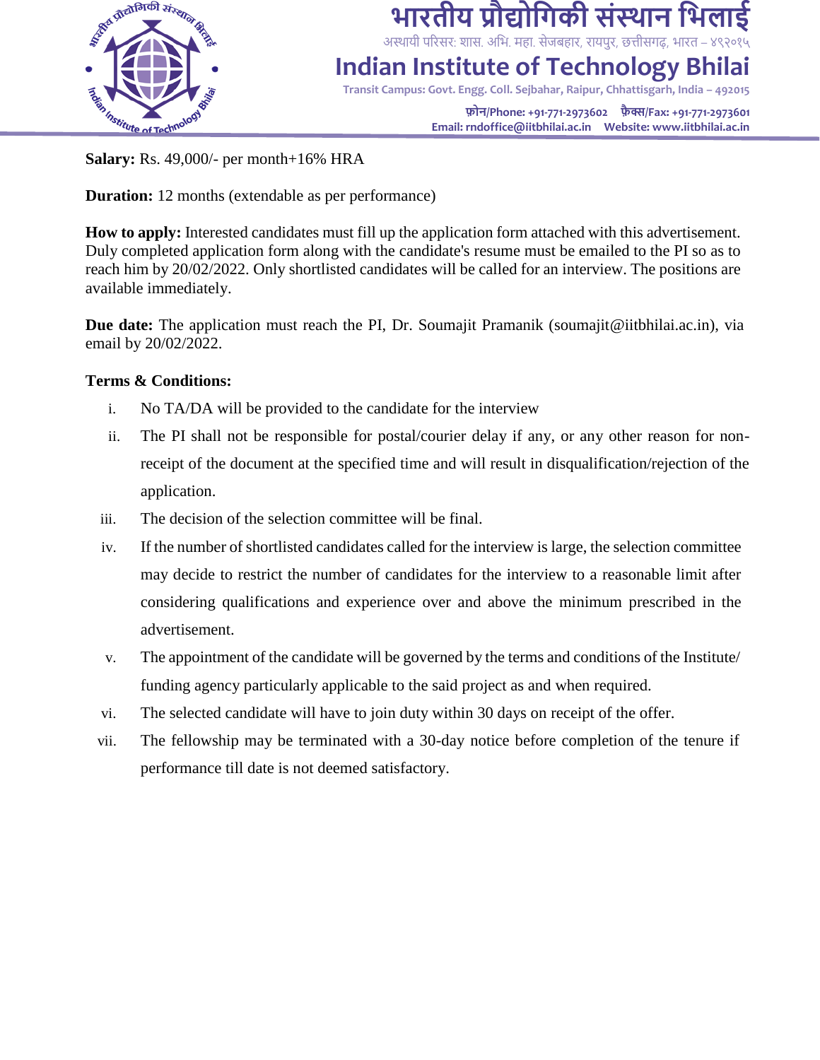**Salary:** Rs. 49,000/- per month+16% HRA

**Duration:** 12 months (extendable as per performance)

**How to apply:** Interested candidates must fill up the application form attached with this advertisement. Duly completed application form along with the candidate's resume must be emailed to the PI so as to reach him by 20/02/2022. Only shortlisted candidates will be called for an interview. The positions are available immediately.

**Due date:** The application must reach the PI, Dr. Soumajit Pramanik (soumajit@iitbhilai.ac.in), via email by 20/02/2022.

**Terms & Conditions:**

i. No TA/DA will be provided to the candidate for the interview

ii. The PI shall not be responsible for postal/courier delay if any, or any other reason for non-receipt of the document at the specified time and will result in disqualification/rejection of the application.

iii. The decision of the selection committee will be final.

iv. If the number of shortlisted candidates called for the interview is large, the selection committee may decide to restrict the number of candidates for the interview to a reasonable limit after considering qualifications and experience over and above the minimum prescribed in the advertisement.

v. The appointment of the candidate will be governed by the terms and conditions of the Institute/ funding agency particularly applicable to the said project as and when required.

vi. The selected candidate will have to join duty within 30 days on receipt of the offer.

vii. The fellowship may be terminated with a 30-day notice before completion of the tenure if performance till date is not deemed satisfactory.